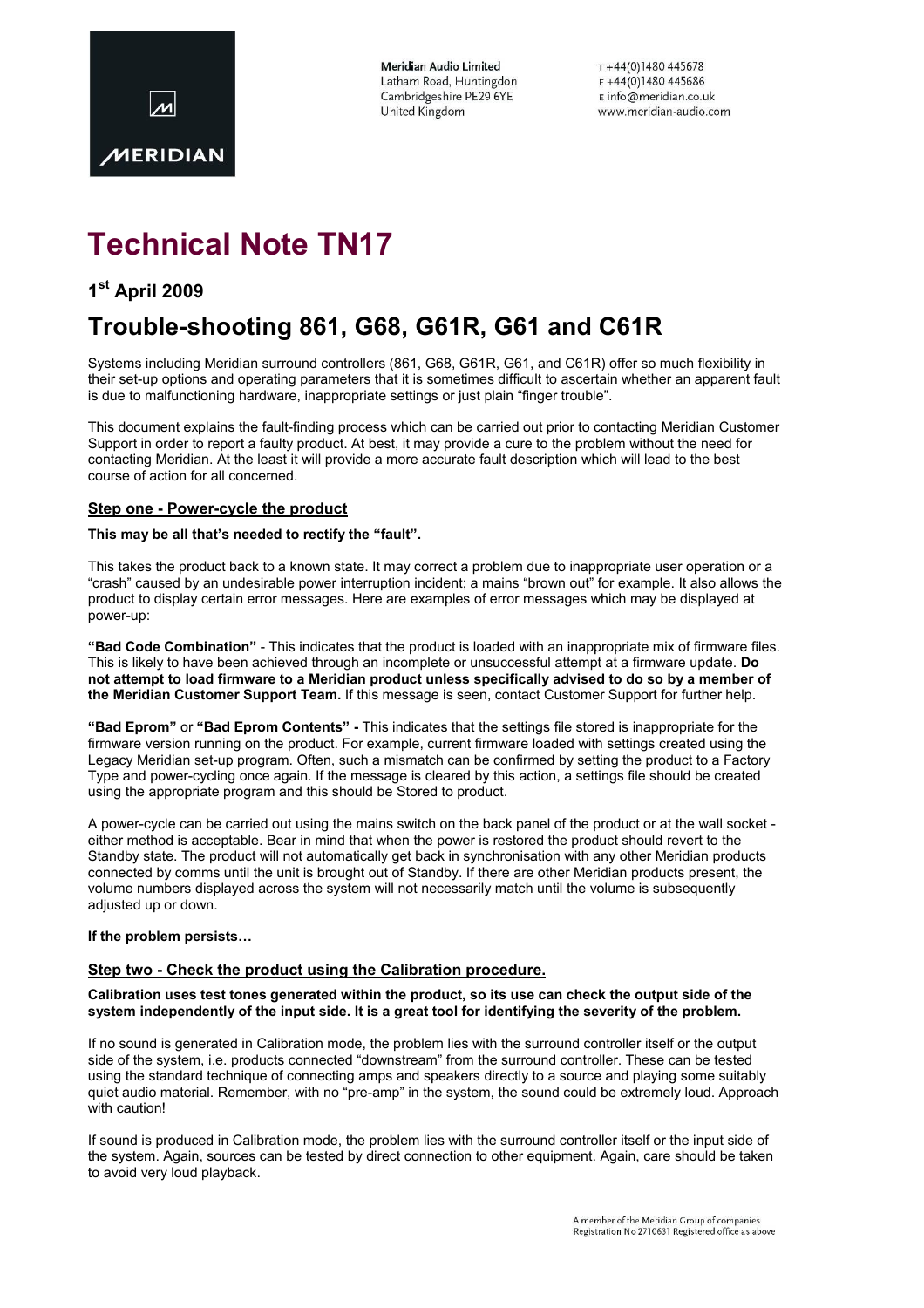**Meridian Audio Limited**
Latham Road, Huntingdon
Cambridgeshire PE29 6YE
United Kingdom

T +44(0)1480 445678
F +44(0)1480 445686
E info@meridian.co.uk
www.meridian-audio.com

# Technical Note TN17

## 1st April 2009

## Trouble-shooting 861, G68, G61R, G61 and C61R

Systems including Meridian surround controllers (861, G68, G61R, G61, and C61R) offer so much flexibility in their set-up options and operating parameters that it is sometimes difficult to ascertain whether an apparent fault is due to malfunctioning hardware, inappropriate settings or just plain "finger trouble".

This document explains the fault-finding process which can be carried out prior to contacting Meridian Customer Support in order to report a faulty product. At best, it may provide a cure to the problem without the need for contacting Meridian. At the least it will provide a more accurate fault description which will lead to the best course of action for all concerned.

### Step one - Power-cycle the product

**This may be all that's needed to rectify the "fault".**

This takes the product back to a known state. It may correct a problem due to inappropriate user operation or a "crash" caused by an undesirable power interruption incident; a mains "brown out" for example. It also allows the product to display certain error messages. Here are examples of error messages which may be displayed at power-up:

**"Bad Code Combination"** - This indicates that the product is loaded with an inappropriate mix of firmware files. This is likely to have been achieved through an incomplete or unsuccessful attempt at a firmware update. **Do not attempt to load firmware to a Meridian product unless specifically advised to do so by a member of the Meridian Customer Support Team.** If this message is seen, contact Customer Support for further help.

**"Bad Eprom"** or **"Bad Eprom Contents" -** This indicates that the settings file stored is inappropriate for the firmware version running on the product. For example, current firmware loaded with settings created using the Legacy Meridian set-up program. Often, such a mismatch can be confirmed by setting the product to a Factory Type and power-cycling once again. If the message is cleared by this action, a settings file should be created using the appropriate program and this should be Stored to product.

A power-cycle can be carried out using the mains switch on the back panel of the product or at the wall socket - either method is acceptable. Bear in mind that when the power is restored the product should revert to the Standby state. The product will not automatically get back in synchronisation with any other Meridian products connected by comms until the unit is brought out of Standby. If there are other Meridian products present, the volume numbers displayed across the system will not necessarily match until the volume is subsequently adjusted up or down.

**If the problem persists…**

### Step two - Check the product using the Calibration procedure.

**Calibration uses test tones generated within the product, so its use can check the output side of the system independently of the input side. It is a great tool for identifying the severity of the problem.**

If no sound is generated in Calibration mode, the problem lies with the surround controller itself or the output side of the system, i.e. products connected "downstream" from the surround controller. These can be tested using the standard technique of connecting amps and speakers directly to a source and playing some suitably quiet audio material. Remember, with no "pre-amp" in the system, the sound could be extremely loud. Approach with caution!

If sound is produced in Calibration mode, the problem lies with the surround controller itself or the input side of the system. Again, sources can be tested by direct connection to other equipment. Again, care should be taken to avoid very loud playback.

A member of the Meridian Group of companies
Registration No 2710631 Registered office as above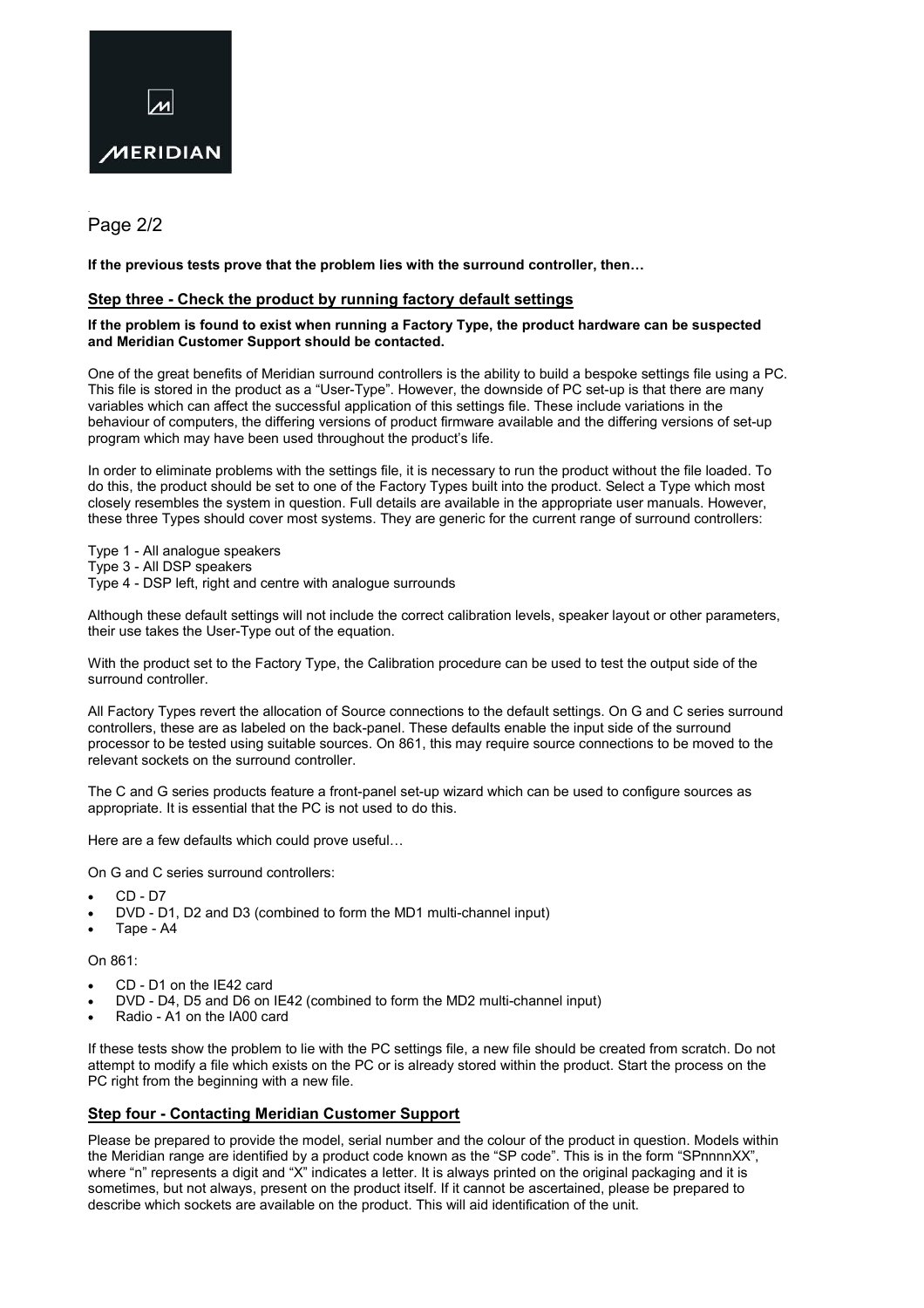MERIDIAN

Page 2/2

**If the previous tests prove that the problem lies with the surround controller, then…**

## Step three - Check the product by running factory default settings

**If the problem is found to exist when running a Factory Type, the product hardware can be suspected and Meridian Customer Support should be contacted.**

One of the great benefits of Meridian surround controllers is the ability to build a bespoke settings file using a PC. This file is stored in the product as a "User-Type". However, the downside of PC set-up is that there are many variables which can affect the successful application of this settings file. These include variations in the behaviour of computers, the differing versions of product firmware available and the differing versions of set-up program which may have been used throughout the product's life.

In order to eliminate problems with the settings file, it is necessary to run the product without the file loaded. To do this, the product should be set to one of the Factory Types built into the product. Select a Type which most closely resembles the system in question. Full details are available in the appropriate user manuals. However, these three Types should cover most systems. They are generic for the current range of surround controllers:

Type 1 - All analogue speakers
Type 3 - All DSP speakers
Type 4 - DSP left, right and centre with analogue surrounds

Although these default settings will not include the correct calibration levels, speaker layout or other parameters, their use takes the User-Type out of the equation.

With the product set to the Factory Type, the Calibration procedure can be used to test the output side of the surround controller.

All Factory Types revert the allocation of Source connections to the default settings. On G and C series surround controllers, these are as labeled on the back-panel. These defaults enable the input side of the surround processor to be tested using suitable sources. On 861, this may require source connections to be moved to the relevant sockets on the surround controller.

The C and G series products feature a front-panel set-up wizard which can be used to configure sources as appropriate. It is essential that the PC is not used to do this.

Here are a few defaults which could prove useful…

On G and C series surround controllers:

- CD - D7
- DVD - D1, D2 and D3 (combined to form the MD1 multi-channel input)
- Tape - A4

On 861:

- CD - D1 on the IE42 card
- DVD - D4, D5 and D6 on IE42 (combined to form the MD2 multi-channel input)
- Radio - A1 on the IA00 card

If these tests show the problem to lie with the PC settings file, a new file should be created from scratch. Do not attempt to modify a file which exists on the PC or is already stored within the product. Start the process on the PC right from the beginning with a new file.

## Step four - Contacting Meridian Customer Support

Please be prepared to provide the model, serial number and the colour of the product in question. Models within the Meridian range are identified by a product code known as the "SP code". This is in the form "SPnnnnXX", where "n" represents a digit and "X" indicates a letter. It is always printed on the original packaging and it is sometimes, but not always, present on the product itself. If it cannot be ascertained, please be prepared to describe which sockets are available on the product. This will aid identification of the unit.